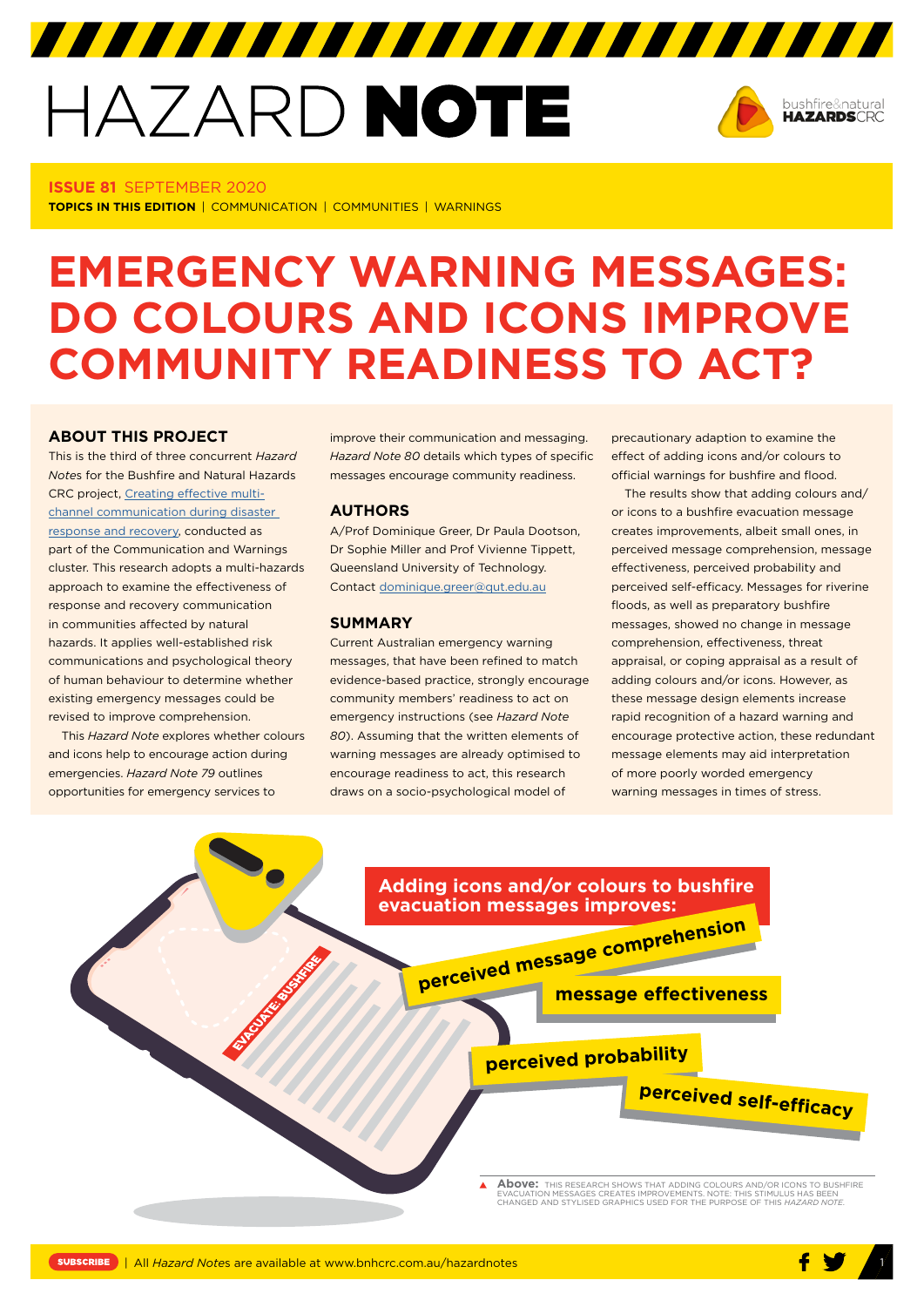# HAZARD NOTE

**ISSUE 81** SEPTEMBER 2020

**TOPICS IN THIS EDITION** | COMMUNICATION | COMMUNITIES | WARNINGS

# EMERGENCY WARNING MESSAGES: DO COLOURS AND ICONS IMPROVE COMMUNITY READINESS TO ACT?

## ABOUT THIS PROJECT

This is the third of three concurrent *Hazard Notes* for the Bushfire and Natural Hazards CRC project, Creating effective multi-channel communication during disaster response and recovery, conducted as part of the Communication and Warnings cluster. This research adopts a multi-hazards approach to examine the effectiveness of response and recovery communication in communities affected by natural hazards. It applies well-established risk communications and psychological theory of human behaviour to determine whether existing emergency messages could be revised to improve comprehension.

This *Hazard Note* explores whether colours and icons help to encourage action during emergencies. *Hazard Note 79* outlines opportunities for emergency services to improve their communication and messaging. *Hazard Note 80* details which types of specific messages encourage community readiness.

## AUTHORS

A/Prof Dominique Greer, Dr Paula Dootson, Dr Sophie Miller and Prof Vivienne Tippett, Queensland University of Technology. Contact dominique.greer@qut.edu.au

## SUMMARY

Current Australian emergency warning messages, that have been refined to match evidence-based practice, strongly encourage community members' readiness to act on emergency instructions (see *Hazard Note 80*). Assuming that the written elements of warning messages are already optimised to encourage readiness to act, this research draws on a socio-psychological model of precautionary adaption to examine the effect of adding icons and/or colours to official warnings for bushfire and flood.

The results show that adding colours and/or icons to a bushfire evacuation message creates improvements, albeit small ones, in perceived message comprehension, message effectiveness, perceived probability and perceived self-efficacy. Messages for riverine floods, as well as preparatory bushfire messages, showed no change in message comprehension, effectiveness, threat appraisal, or coping appraisal as a result of adding colours and/or icons. However, as these message design elements increase rapid recognition of a hazard warning and encourage protective action, these redundant message elements may aid interpretation of more poorly worded emergency warning messages in times of stress.

**Adding icons and/or colours to bushfire evacuation messages improves:**

- perceived message comprehension
- message effectiveness
- perceived probability
- perceived self-efficacy

**Above:** THIS RESEARCH SHOWS THAT ADDING COLOURS AND/OR ICONS TO BUSHFIRE EVACUATION MESSAGES CREATES IMPROVEMENTS. NOTE: THIS STIMULUS HAS BEEN CHANGED AND STYLISED GRAPHICS USED FOR THE PURPOSE OF THIS *HAZARD NOTE*.

SUBSCRIBE | All *Hazard Notes* are available at www.bnhcrc.com.au/hazardnotes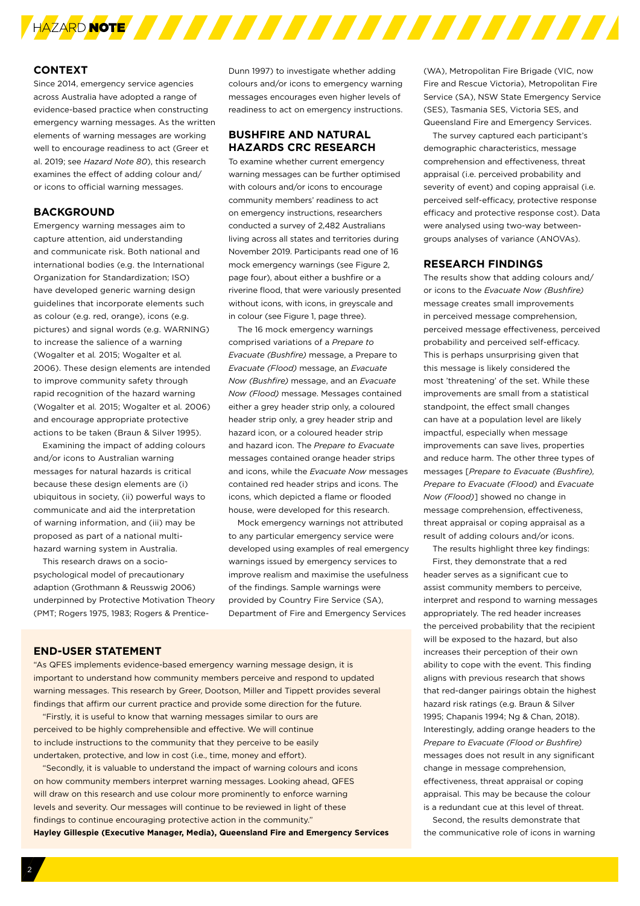## CONTEXT

Since 2014, emergency service agencies across Australia have adopted a range of evidence-based practice when constructing emergency warning messages. As the written elements of warning messages are working well to encourage readiness to act (Greer et al. 2019; see *Hazard Note 80*), this research examines the effect of adding colour and/or icons to official warning messages.

## BACKGROUND

Emergency warning messages aim to capture attention, aid understanding and communicate risk. Both national and international bodies (e.g. the International Organization for Standardization; ISO) have developed generic warning design guidelines that incorporate elements such as colour (e.g. red, orange), icons (e.g. pictures) and signal words (e.g. WARNING) to increase the salience of a warning (Wogalter et al. 2015; Wogalter et al. 2006). These design elements are intended to improve community safety through rapid recognition of the hazard warning (Wogalter et al. 2015; Wogalter et al. 2006) and encourage appropriate protective actions to be taken (Braun & Silver 1995).

Examining the impact of adding colours and/or icons to Australian warning messages for natural hazards is critical because these design elements are (i) ubiquitous in society, (ii) powerful ways to communicate and aid the interpretation of warning information, and (iii) may be proposed as part of a national multi-hazard warning system in Australia.

This research draws on a socio-psychological model of precautionary adaption (Grothmann & Reusswig 2006) underpinned by Protective Motivation Theory (PMT; Rogers 1975, 1983; Rogers & Prentice-Dunn 1997) to investigate whether adding colours and/or icons to emergency warning messages encourages even higher levels of readiness to act on emergency instructions.

## BUSHFIRE AND NATURAL HAZARDS CRC RESEARCH

To examine whether current emergency warning messages can be further optimised with colours and/or icons to encourage community members' readiness to act on emergency instructions, researchers conducted a survey of 2,482 Australians living across all states and territories during November 2019. Participants read one of 16 mock emergency warnings (see Figure 2, page four), about either a bushfire or a riverine flood, that were variously presented without icons, with icons, in greyscale and in colour (see Figure 1, page three).

The 16 mock emergency warnings comprised variations of a *Prepare to Evacuate (Bushfire)* message, a Prepare to *Evacuate (Flood)* message, an *Evacuate Now (Bushfire)* message, and an *Evacuate Now (Flood)* message. Messages contained either a grey header strip only, a coloured header strip only, a grey header strip and hazard icon, or a coloured header strip and hazard icon. The *Prepare to Evacuate* messages contained orange header strips and icons, while the *Evacuate Now* messages contained red header strips and icons. The icons, which depicted a flame or flooded house, were developed for this research.

Mock emergency warnings not attributed to any particular emergency service were developed using examples of real emergency warnings issued by emergency services to improve realism and maximise the usefulness of the findings. Sample warnings were provided by Country Fire Service (SA), Department of Fire and Emergency Services (WA), Metropolitan Fire Brigade (VIC, now Fire and Rescue Victoria), Metropolitan Fire Service (SA), NSW State Emergency Service (SES), Tasmania SES, Victoria SES, and Queensland Fire and Emergency Services.

The survey captured each participant's demographic characteristics, message comprehension and effectiveness, threat appraisal (i.e. perceived probability and severity of event) and coping appraisal (i.e. perceived self-efficacy, protective response efficacy and protective response cost). Data were analysed using two-way between-groups analyses of variance (ANOVAs).

## RESEARCH FINDINGS

The results show that adding colours and/or icons to the *Evacuate Now (Bushfire)* message creates small improvements in perceived message comprehension, perceived message effectiveness, perceived probability and perceived self-efficacy. This is perhaps unsurprising given that this message is likely considered the most 'threatening' of the set. While these improvements are small from a statistical standpoint, the effect small changes can have at a population level are likely impactful, especially when message improvements can save lives, properties and reduce harm. The other three types of messages [*Prepare to Evacuate (Bushfire), Prepare to Evacuate (Flood)* and *Evacuate Now (Flood)*] showed no change in message comprehension, effectiveness, threat appraisal or coping appraisal as a result of adding colours and/or icons.

The results highlight three key findings:

First, they demonstrate that a red header serves as a significant cue to assist community members to perceive, interpret and respond to warning messages appropriately. The red header increases the perceived probability that the recipient will be exposed to the hazard, but also increases their perception of their own ability to cope with the event. This finding aligns with previous research that shows that red-danger pairings obtain the highest hazard risk ratings (e.g. Braun & Silver 1995; Chapanis 1994; Ng & Chan, 2018). Interestingly, adding orange headers to the *Prepare to Evacuate (Flood or Bushfire)* messages does not result in any significant change in message comprehension, effectiveness, threat appraisal or coping appraisal. This may be because the colour is a redundant cue at this level of threat.

Second, the results demonstrate that the communicative role of icons in warning

## END-USER STATEMENT

"As QFES implements evidence-based emergency warning message design, it is important to understand how community members perceive and respond to updated warning messages. This research by Greer, Dootson, Miller and Tippett provides several findings that affirm our current practice and provide some direction for the future.

"Firstly, it is useful to know that warning messages similar to ours are perceived to be highly comprehensible and effective. We will continue to include instructions to the community that they perceive to be easily undertaken, protective, and low in cost (i.e., time, money and effort).

"Secondly, it is valuable to understand the impact of warning colours and icons on how community members interpret warning messages. Looking ahead, QFES will draw on this research and use colour more prominently to enforce warning levels and severity. Our messages will continue to be reviewed in light of these findings to continue encouraging protective action in the community."

**Hayley Gillespie (Executive Manager, Media), Queensland Fire and Emergency Services**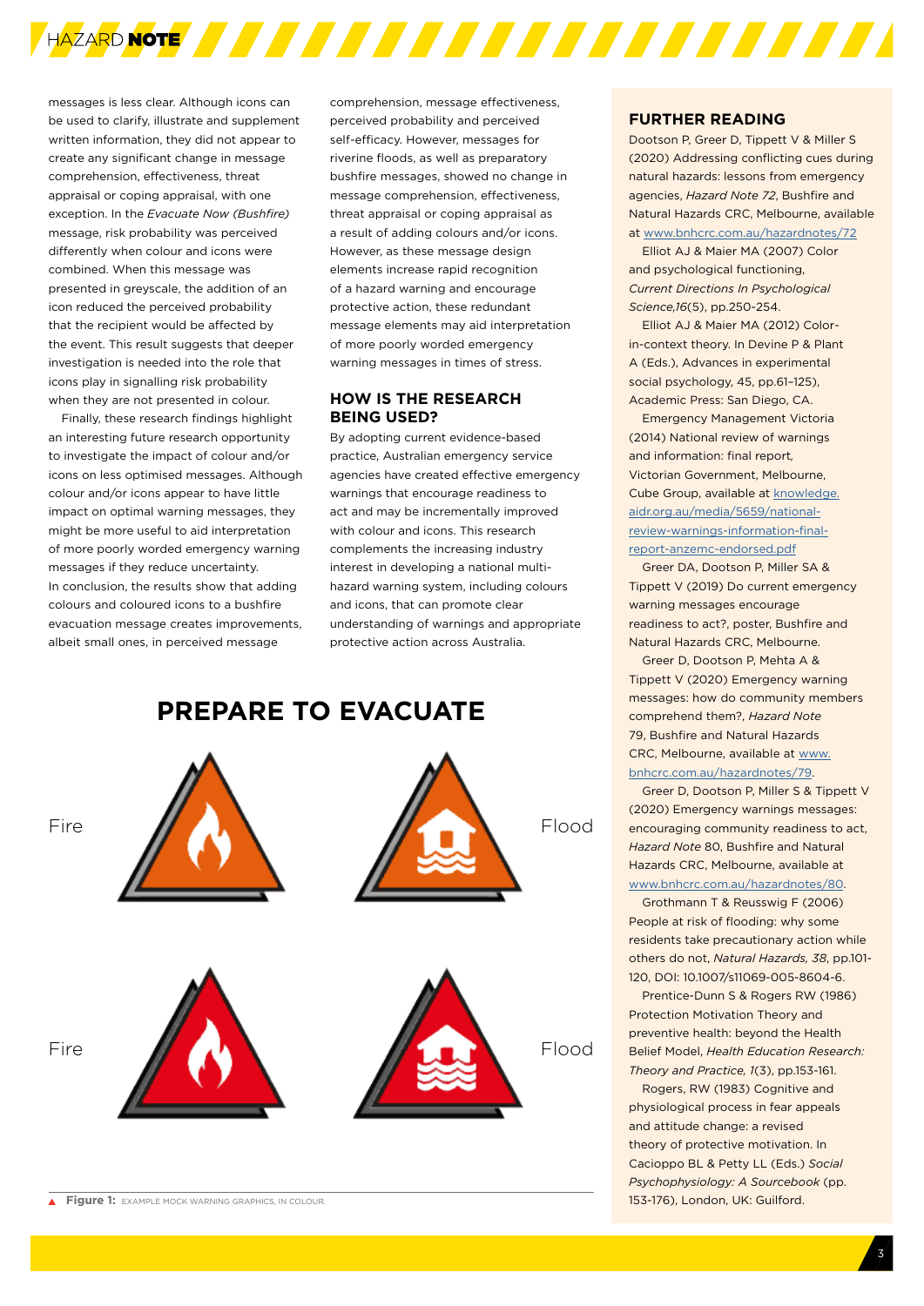messages is less clear. Although icons can be used to clarify, illustrate and supplement written information, they did not appear to create any significant change in message comprehension, effectiveness, threat appraisal or coping appraisal, with one exception. In the *Evacuate Now (Bushfire)* message, risk probability was perceived differently when colour and icons were combined. When this message was presented in greyscale, the addition of an icon reduced the perceived probability that the recipient would be affected by the event. This result suggests that deeper investigation is needed into the role that icons play in signalling risk probability when they are not presented in colour.

Finally, these research findings highlight an interesting future research opportunity to investigate the impact of colour and/or icons on less optimised messages. Although colour and/or icons appear to have little impact on optimal warning messages, they might be more useful to aid interpretation of more poorly worded emergency warning messages if they reduce uncertainty. In conclusion, the results show that adding colours and coloured icons to a bushfire evacuation message creates improvements, albeit small ones, in perceived message comprehension, message effectiveness, perceived probability and perceived self-efficacy. However, messages for riverine floods, as well as preparatory bushfire messages, showed no change in message comprehension, effectiveness, threat appraisal or coping appraisal as a result of adding colours and/or icons. However, as these message design elements increase rapid recognition of a hazard warning and encourage protective action, these redundant message elements may aid interpretation of more poorly worded emergency warning messages in times of stress.

## HOW IS THE RESEARCH BEING USED?

By adopting current evidence-based practice, Australian emergency service agencies have created effective emergency warnings that encourage readiness to act and may be incrementally improved with colour and icons. This research complements the increasing industry interest in developing a national multi-hazard warning system, including colours and icons, that can promote clear understanding of warnings and appropriate protective action across Australia.

**PREPARE TO EVACUATE**

Fire | Flood

Fire | Flood

**Figure 1:** EXAMPLE MOCK WARNING GRAPHICS, IN COLOUR.

## FURTHER READING

Dootson P, Greer D, Tippett V & Miller S (2020) Addressing conflicting cues during natural hazards: lessons from emergency agencies, *Hazard Note 72*, Bushfire and Natural Hazards CRC, Melbourne, available at www.bnhcrc.com.au/hazardnotes/72

Elliot AJ & Maier MA (2007) Color and psychological functioning, *Current Directions In Psychological Science,16*(5), pp.250-254.

Elliot AJ & Maier MA (2012) Color-in-context theory. In Devine P & Plant A (Eds.), Advances in experimental social psychology, 45, pp.61–125), Academic Press: San Diego, CA.

Emergency Management Victoria (2014) National review of warnings and information: final report, Victorian Government, Melbourne, Cube Group, available at knowledge.aidr.org.au/media/5659/national-review-warnings-information-final-report-anzemc-endorsed.pdf

Greer DA, Dootson P, Miller SA & Tippett V (2019) Do current emergency warning messages encourage readiness to act?, poster, Bushfire and Natural Hazards CRC, Melbourne.

Greer D, Dootson P, Mehta A & Tippett V (2020) Emergency warning messages: how do community members comprehend them?, *Hazard Note* 79, Bushfire and Natural Hazards CRC, Melbourne, available at www.bnhcrc.com.au/hazardnotes/79.

Greer D, Dootson P, Miller S & Tippett V (2020) Emergency warnings messages: encouraging community readiness to act, *Hazard Note* 80, Bushfire and Natural Hazards CRC, Melbourne, available at www.bnhcrc.com.au/hazardnotes/80.

Grothmann T & Reusswig F (2006) People at risk of flooding: why some residents take precautionary action while others do not, *Natural Hazards, 38*, pp.101-120, DOI: 10.1007/s11069-005-8604-6.

Prentice-Dunn S & Rogers RW (1986) Protection Motivation Theory and preventive health: beyond the Health Belief Model, *Health Education Research: Theory and Practice, 1*(3), pp.153-161.

Rogers, RW (1983) Cognitive and physiological process in fear appeals and attitude change: a revised theory of protective motivation. In Cacioppo BL & Petty LL (Eds.) *Social Psychophysiology: A Sourcebook* (pp. 153-176), London, UK: Guilford.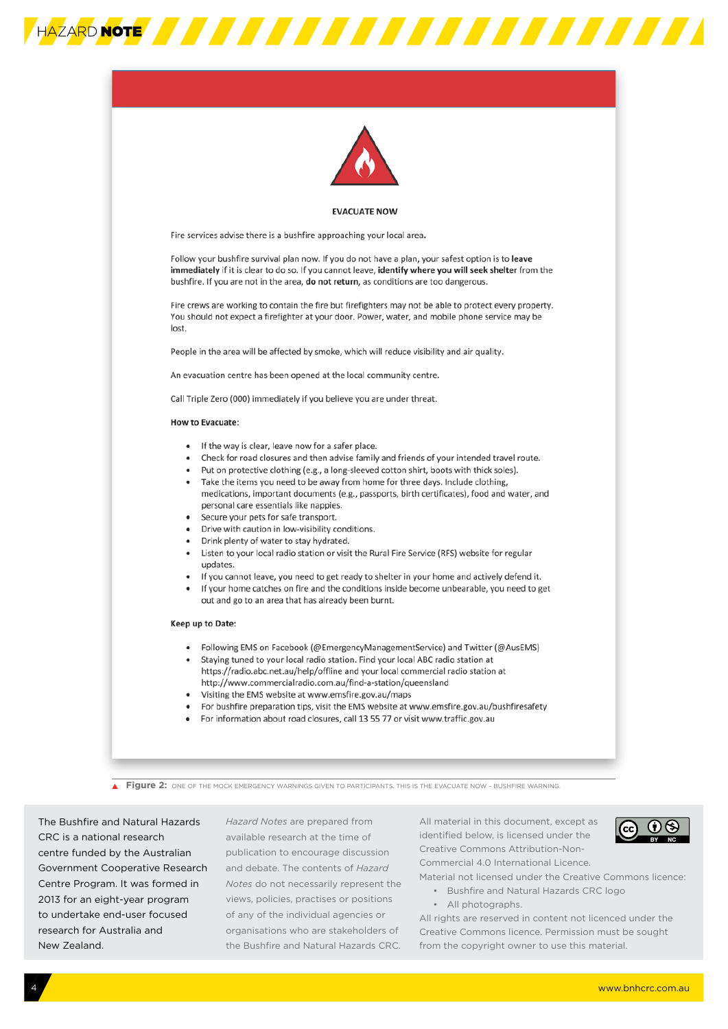**EVACUATE NOW**

Fire services advise there is a bushfire approaching your local area.

Follow your bushfire survival plan now. If you do not have a plan, your safest option is to **leave immediately** if it is clear to do so. If you cannot leave, **identify where you will seek shelter** from the bushfire. If you are not in the area, **do not return**, as conditions are too dangerous.

Fire crews are working to contain the fire but firefighters may not be able to protect every property. You should not expect a firefighter at your door. Power, water, and mobile phone service may be lost.

People in the area will be affected by smoke, which will reduce visibility and air quality.

An evacuation centre has been opened at the local community centre.

Call Triple Zero (000) immediately if you believe you are under threat.

**How to Evacuate:**

- If the way is clear, leave now for a safer place.
- Check for road closures and then advise family and friends of your intended travel route.
- Put on protective clothing (e.g., a long-sleeved cotton shirt, boots with thick soles).
- Take the items you need to be away from home for three days. Include clothing, medications, important documents (e.g., passports, birth certificates), food and water, and personal care essentials like nappies.
- Secure your pets for safe transport.
- Drive with caution in low-visibility conditions.
- Drink plenty of water to stay hydrated.
- Listen to your local radio station or visit the Rural Fire Service (RFS) website for regular updates.
- If you cannot leave, you need to get ready to shelter in your home and actively defend it.
- If your home catches on fire and the conditions inside become unbearable, you need to get out and go to an area that has already been burnt.

**Keep up to Date:**

- Following EMS on Facebook (@EmergencyManagementService) and Twitter (@AusEMS)
- Staying tuned to your local radio station. Find your local ABC radio station at https://radio.abc.net.au/help/offline and your local commercial radio station at http://www.commercialradio.com.au/find-a-station/queensland
- Visiting the EMS website at www.emsfire.gov.au/maps
- For bushfire preparation tips, visit the EMS website at www.emsfire.gov.au/bushfiresafety
- For information about road closures, call 13 55 77 or visit www.traffic.gov.au

**Figure 2:** ONE OF THE MOCK EMERGENCY WARNINGS GIVEN TO PARTICIPANTS. THIS IS THE EVACUATE NOW – BUSHFIRE WARNING.

The Bushfire and Natural Hazards CRC is a national research centre funded by the Australian Government Cooperative Research Centre Program. It was formed in 2013 for an eight-year program to undertake end-user focused research for Australia and New Zealand.

*Hazard Notes* are prepared from available research at the time of publication to encourage discussion and debate. The contents of *Hazard Notes* do not necessarily represent the views, policies, practises or positions of any of the individual agencies or organisations who are stakeholders of the Bushfire and Natural Hazards CRC.

All material in this document, except as identified below, is licensed under the Creative Commons Attribution-Non-Commercial 4.0 International Licence.

Material not licensed under the Creative Commons licence:

- Bushfire and Natural Hazards CRC logo
- All photographs.

All rights are reserved in content not licenced under the Creative Commons licence. Permission must be sought from the copyright owner to use this material.